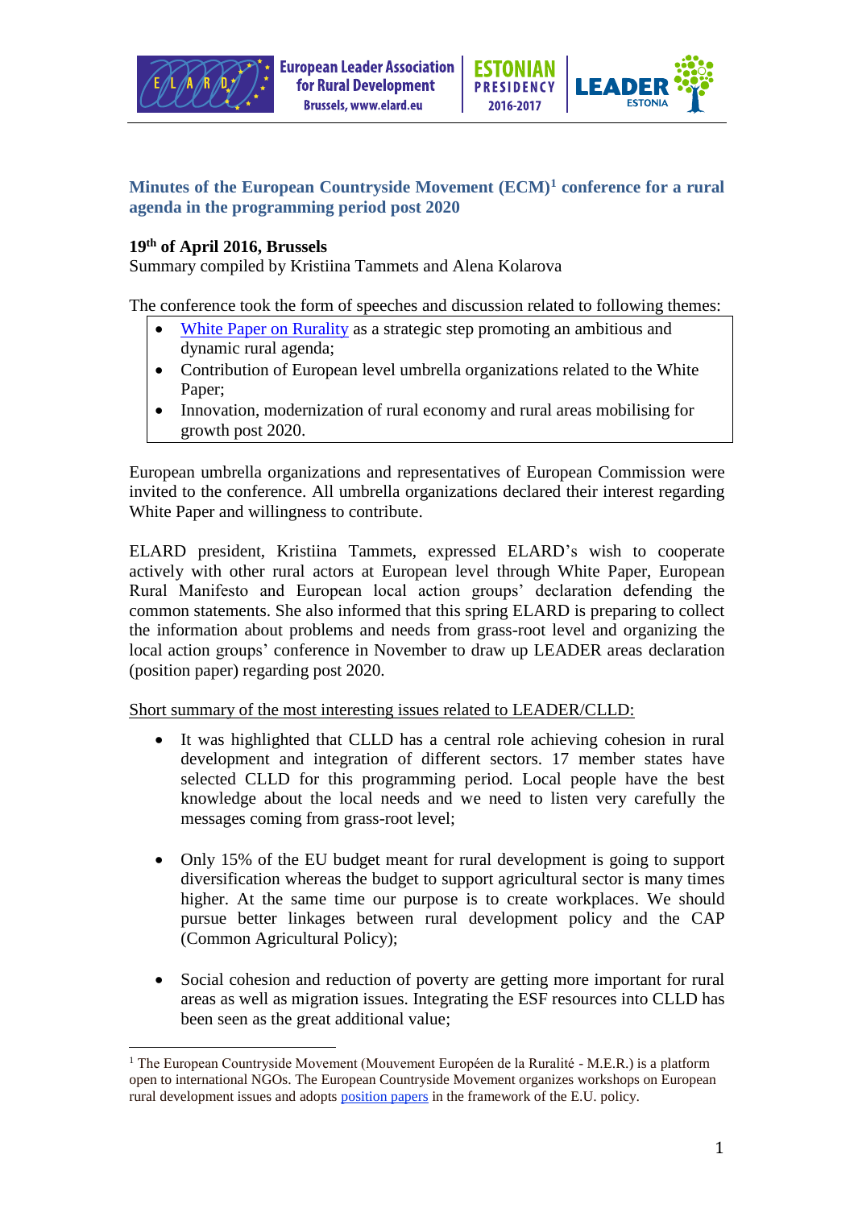## Minutes of the European Countryside Movement (ECM)[1] conference for a rural agenda in the programming period post 2020

**19th of April 2016, Brussels**

Summary compiled by Kristiina Tammets and Alena Kolarova

The conference took the form of speeches and discussion related to following themes:

- White Paper on Rurality as a strategic step promoting an ambitious and dynamic rural agenda;
- Contribution of European level umbrella organizations related to the White Paper;
- Innovation, modernization of rural economy and rural areas mobilising for growth post 2020.

European umbrella organizations and representatives of European Commission were invited to the conference. All umbrella organizations declared their interest regarding White Paper and willingness to contribute.

ELARD president, Kristiina Tammets, expressed ELARD's wish to cooperate actively with other rural actors at European level through White Paper, European Rural Manifesto and European local action groups' declaration defending the common statements. She also informed that this spring ELARD is preparing to collect the information about problems and needs from grass-root level and organizing the local action groups' conference in November to draw up LEADER areas declaration (position paper) regarding post 2020.

Short summary of the most interesting issues related to LEADER/CLLD:

- It was highlighted that CLLD has a central role achieving cohesion in rural development and integration of different sectors. 17 member states have selected CLLD for this programming period. Local people have the best knowledge about the local needs and we need to listen very carefully the messages coming from grass-root level;
- Only 15% of the EU budget meant for rural development is going to support diversification whereas the budget to support agricultural sector is many times higher. At the same time our purpose is to create workplaces. We should pursue better linkages between rural development policy and the CAP (Common Agricultural Policy);
- Social cohesion and reduction of poverty are getting more important for rural areas as well as migration issues. Integrating the ESF resources into CLLD has been seen as the great additional value;

---

[1] The European Countryside Movement (Mouvement Européen de la Ruralité - M.E.R.) is a platform open to international NGOs. The European Countryside Movement organizes workshops on European rural development issues and adopts position papers in the framework of the E.U. policy.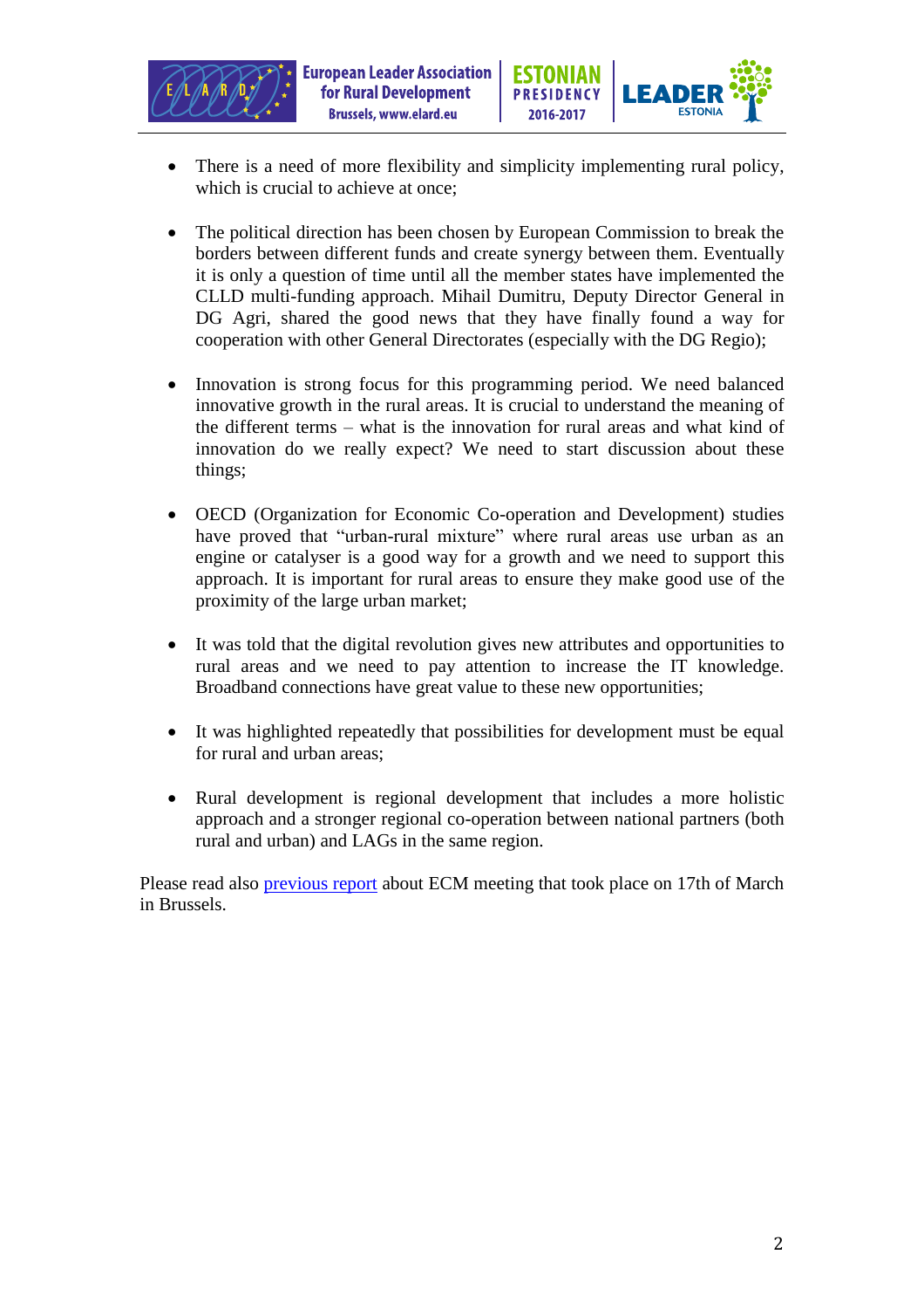- There is a need of more flexibility and simplicity implementing rural policy, which is crucial to achieve at once;

- The political direction has been chosen by European Commission to break the borders between different funds and create synergy between them. Eventually it is only a question of time until all the member states have implemented the CLLD multi-funding approach. Mihail Dumitru, Deputy Director General in DG Agri, shared the good news that they have finally found a way for cooperation with other General Directorates (especially with the DG Regio);

- Innovation is strong focus for this programming period. We need balanced innovative growth in the rural areas. It is crucial to understand the meaning of the different terms – what is the innovation for rural areas and what kind of innovation do we really expect? We need to start discussion about these things;

- OECD (Organization for Economic Co-operation and Development) studies have proved that "urban-rural mixture" where rural areas use urban as an engine or catalyser is a good way for a growth and we need to support this approach. It is important for rural areas to ensure they make good use of the proximity of the large urban market;

- It was told that the digital revolution gives new attributes and opportunities to rural areas and we need to pay attention to increase the IT knowledge. Broadband connections have great value to these new opportunities;

- It was highlighted repeatedly that possibilities for development must be equal for rural and urban areas;

- Rural development is regional development that includes a more holistic approach and a stronger regional co-operation between national partners (both rural and urban) and LAGs in the same region.

Please read also previous report about ECM meeting that took place on 17th of March in Brussels.